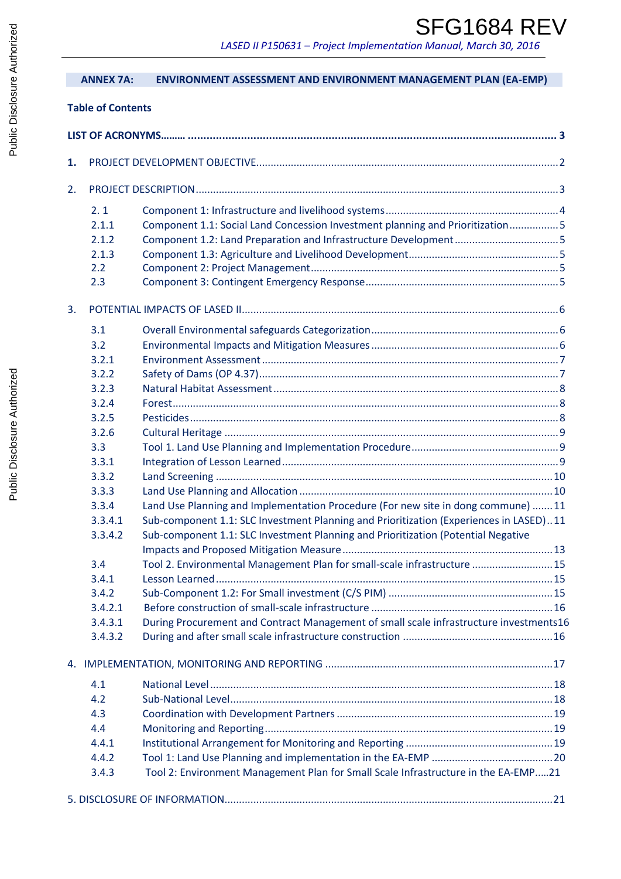SFG1684 REV

*LASED II P150631 – Project Implementation Manual, March 30, 2016*

**ANNEX 7A: ENVIRONMENT ASSESSMENT AND ENVIRONMENT MANAGEMENT PLAN (EA-EMP)**

**Table of Contents**

**LIST OF ACRONYMS......... .................................................................................................................... 3**

**1.** PROJECT DEVELOPMENT OBJECTIVE........................................................................................2

2. PROJECT DESCRIPTION ..............................................................................................................3

- 2. 1 Component 1: Infrastructure and livelihood systems ..............................................................4
- 2.1.1 Component 1.1: Social Land Concession Investment planning and Prioritization .................5
- 2.1.2 Component 1.2: Land Preparation and Infrastructure Development ....................................5
- 2.1.3 Component 1.3: Agriculture and Livelihood Development.....................................................5
- 2.2 Component 2: Project Management......................................................................................5
- 2.3 Component 3: Contingent Emergency Response....................................................................5

3. POTENTIAL IMPACTS OF LASED II.................................................................................................6

- 3.1 Overall Environmental safeguards Categorization...................................................................6
- 3.2 Environmental Impacts and Mitigation Measures ...................................................................6
- 3.2.1 Environment Assessment ........................................................................................................7
- 3.2.2 Safety of Dams (OP 4.37)...........................................................................................................7
- 3.2.3 Natural Habitat Assessment .......................................................................................................8
- 3.2.4 Forest..........................................................................................................................................8
- 3.2.5 Pesticides ....................................................................................................................................8
- 3.2.6 Cultural Heritage .......................................................................................................................9
- 3.3 Tool 1. Land Use Planning and Implementation Procedure.......................................................9
- 3.3.1 Integration of Lesson Learned ..................................................................................................9
- 3.3.2 Land Screening ........................................................................................................................10
- 3.3.3 Land Use Planning and Allocation ..........................................................................................10
- 3.3.4 Land Use Planning and Implementation Procedure (For new site in dong commune) .......11
- 3.3.4.1 Sub-component 1.1: SLC Investment Planning and Prioritization (Experiences in LASED)..11
- 3.3.4.2 Sub-component 1.1: SLC Investment Planning and Prioritization (Potential Negative Impacts and Proposed Mitigation Measure .........................................................................13
- 3.4 Tool 2. Environmental Management Plan for small-scale infrastructure ............................15
- 3.4.1 Lesson Learned ........................................................................................................................15
- 3.4.2 Sub-Component 1.2: For Small investment (C/S PIM) .........................................................15
- 3.4.2.1 Before construction of small-scale infrastructure ...............................................................16
- 3.4.3.1 During Procurement and Contract Management of small scale infrastructure investments16
- 3.4.3.2 During and after small scale infrastructure construction ....................................................16

4. IMPLEMENTATION, MONITORING AND REPORTING ...............................................................17

- 4.1 National Level ........................................................................................................................18
- 4.2 Sub-National Level..................................................................................................................18
- 4.3 Coordination with Development Partners ...........................................................................19
- 4.4 Monitoring and Reporting.......................................................................................................19
- 4.4.1 Institutional Arrangement for Monitoring and Reporting ....................................................19
- 4.4.2 Tool 1: Land Use Planning and implementation in the EA-EMP ..........................................20
- 3.4.3 Tool 2: Environment Management Plan for Small Scale Infrastructure in the EA-EMP.....21

5. DISCLOSURE OF INFORMATION..................................................................................................21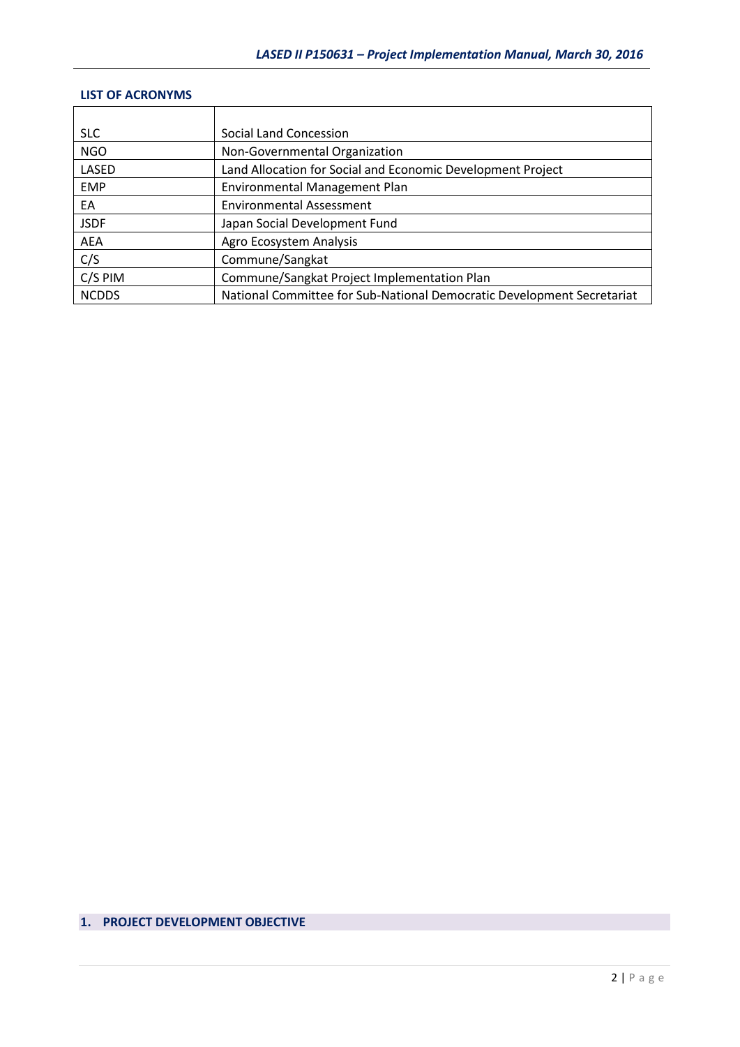## LIST OF ACRONYMS

| | |
|---|---|
| SLC | Social Land Concession |
| NGO | Non-Governmental Organization |
| LASED | Land Allocation for Social and Economic Development Project |
| EMP | Environmental Management Plan |
| EA | Environmental Assessment |
| JSDF | Japan Social Development Fund |
| AEA | Agro Ecosystem Analysis |
| C/S | Commune/Sangkat |
| C/S PIM | Commune/Sangkat Project Implementation Plan |
| NCDDS | National Committee for Sub-National Democratic Development Secretariat |

## 1. PROJECT DEVELOPMENT OBJECTIVE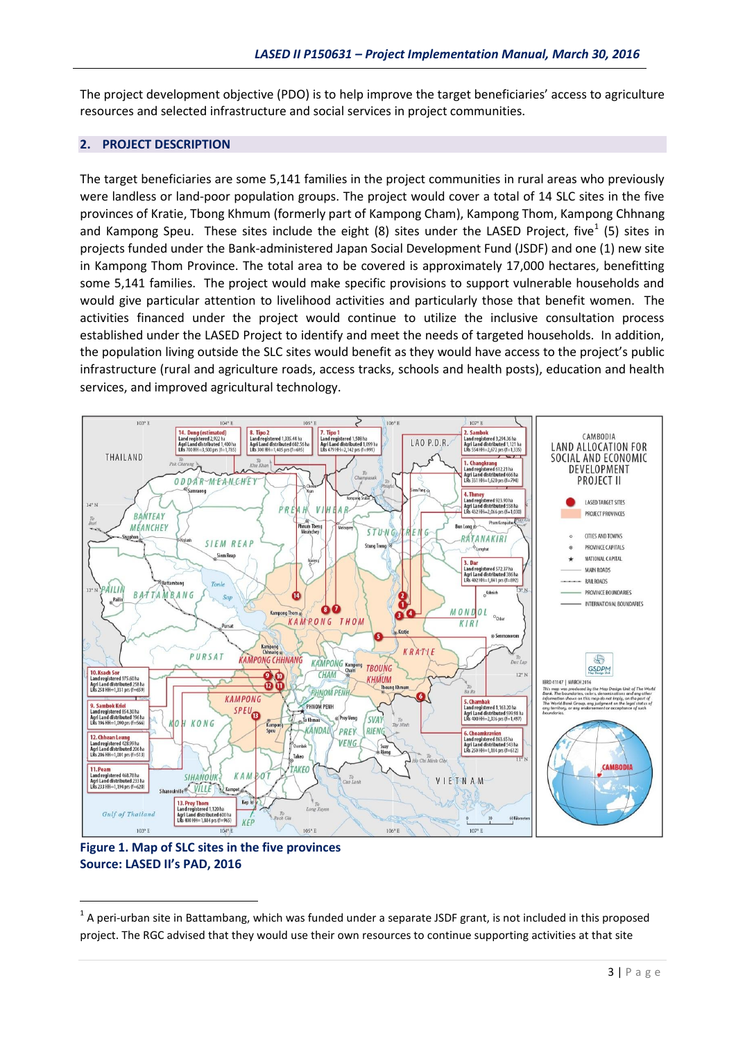The project development objective (PDO) is to help improve the target beneficiaries' access to agriculture resources and selected infrastructure and social services in project communities.

## 2. PROJECT DESCRIPTION

The target beneficiaries are some 5,141 families in the project communities in rural areas who previously were landless or land-poor population groups. The project would cover a total of 14 SLC sites in the five provinces of Kratie, Tbong Khmum (formerly part of Kampong Cham), Kampong Thom, Kampong Chhnang and Kampong Speu. These sites include the eight (8) sites under the LASED Project, five[1] (5) sites in projects funded under the Bank-administered Japan Social Development Fund (JSDF) and one (1) new site in Kampong Thom Province. The total area to be covered is approximately 17,000 hectares, benefitting some 5,141 families. The project would make specific provisions to support vulnerable households and would give particular attention to livelihood activities and particularly those that benefit women. The activities financed under the project would continue to utilize the inclusive consultation process established under the LASED Project to identify and meet the needs of targeted households. In addition, the population living outside the SLC sites would benefit as they would have access to the project's public infrastructure (rural and agriculture roads, access tracks, schools and health posts), education and health services, and improved agricultural technology.

**Figure 1. Map of SLC sites in the five provinces**
**Source: LASED II's PAD, 2016**

---

[1] A peri-urban site in Battambang, which was funded under a separate JSDF grant, is not included in this proposed project. The RGC advised that they would use their own resources to continue supporting activities at that site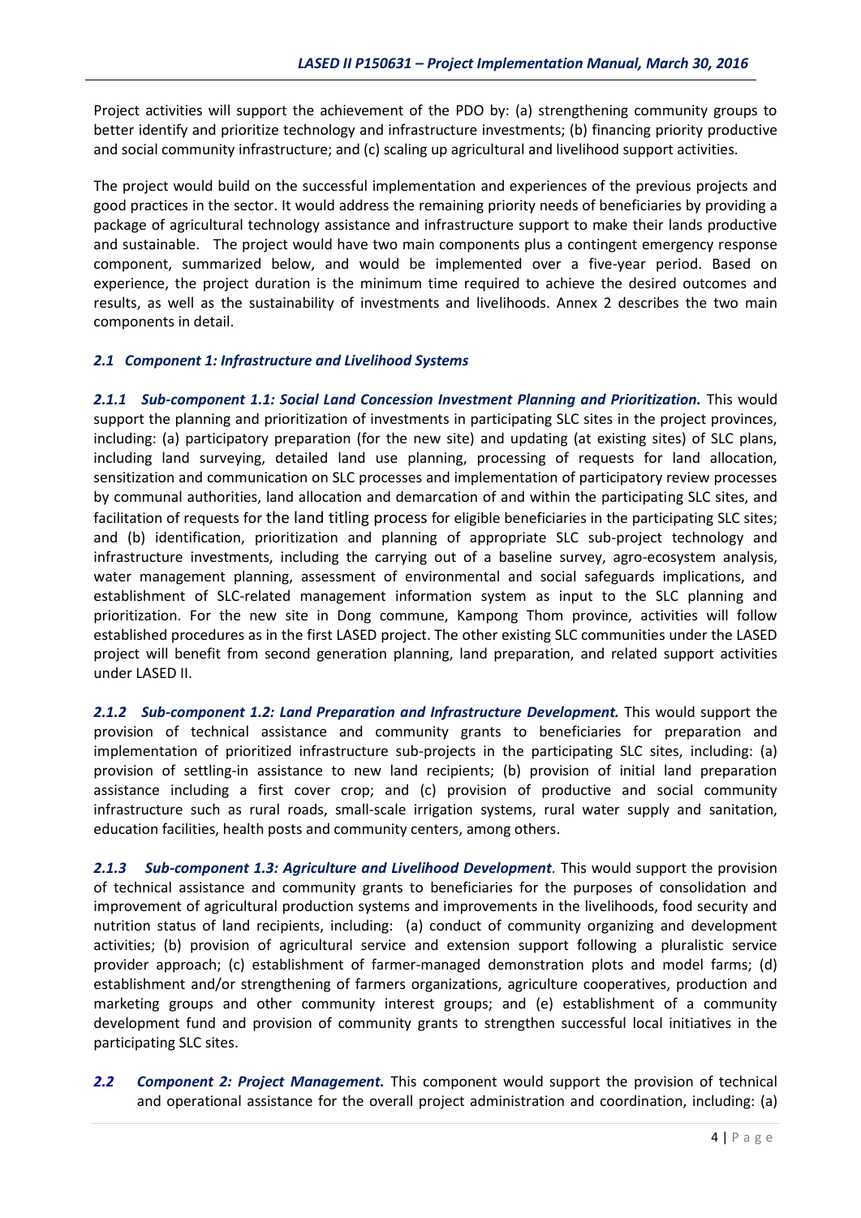Project activities will support the achievement of the PDO by: (a) strengthening community groups to better identify and prioritize technology and infrastructure investments; (b) financing priority productive and social community infrastructure; and (c) scaling up agricultural and livelihood support activities.

The project would build on the successful implementation and experiences of the previous projects and good practices in the sector. It would address the remaining priority needs of beneficiaries by providing a package of agricultural technology assistance and infrastructure support to make their lands productive and sustainable. The project would have two main components plus a contingent emergency response component, summarized below, and would be implemented over a five-year period. Based on experience, the project duration is the minimum time required to achieve the desired outcomes and results, as well as the sustainability of investments and livelihoods. Annex 2 describes the two main components in detail.

### *2.1 Component 1: Infrastructure and Livelihood Systems*

***2.1.1 Sub-component 1.1: Social Land Concession Investment Planning and Prioritization.*** This would support the planning and prioritization of investments in participating SLC sites in the project provinces, including: (a) participatory preparation (for the new site) and updating (at existing sites) of SLC plans, including land surveying, detailed land use planning, processing of requests for land allocation, sensitization and communication on SLC processes and implementation of participatory review processes by communal authorities, land allocation and demarcation of and within the participating SLC sites, and facilitation of requests for the land titling process for eligible beneficiaries in the participating SLC sites; and (b) identification, prioritization and planning of appropriate SLC sub-project technology and infrastructure investments, including the carrying out of a baseline survey, agro-ecosystem analysis, water management planning, assessment of environmental and social safeguards implications, and establishment of SLC-related management information system as input to the SLC planning and prioritization. For the new site in Dong commune, Kampong Thom province, activities will follow established procedures as in the first LASED project. The other existing SLC communities under the LASED project will benefit from second generation planning, land preparation, and related support activities under LASED II.

***2.1.2 Sub-component 1.2: Land Preparation and Infrastructure Development.*** This would support the provision of technical assistance and community grants to beneficiaries for preparation and implementation of prioritized infrastructure sub-projects in the participating SLC sites, including: (a) provision of settling-in assistance to new land recipients; (b) provision of initial land preparation assistance including a first cover crop; and (c) provision of productive and social community infrastructure such as rural roads, small-scale irrigation systems, rural water supply and sanitation, education facilities, health posts and community centers, among others.

***2.1.3 Sub-component 1.3: Agriculture and Livelihood Development****.* This would support the provision of technical assistance and community grants to beneficiaries for the purposes of consolidation and improvement of agricultural production systems and improvements in the livelihoods, food security and nutrition status of land recipients, including: (a) conduct of community organizing and development activities; (b) provision of agricultural service and extension support following a pluralistic service provider approach; (c) establishment of farmer-managed demonstration plots and model farms; (d) establishment and/or strengthening of farmers organizations, agriculture cooperatives, production and marketing groups and other community interest groups; and (e) establishment of a community development fund and provision of community grants to strengthen successful local initiatives in the participating SLC sites.

***2.2 Component 2: Project Management.*** This component would support the provision of technical and operational assistance for the overall project administration and coordination, including: (a)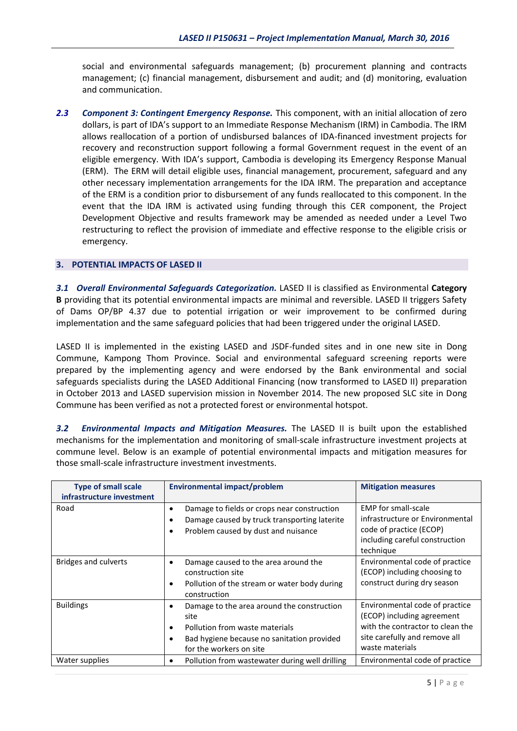social and environmental safeguards management; (b) procurement planning and contracts management; (c) financial management, disbursement and audit; and (d) monitoring, evaluation and communication.

***2.3 Component 3: Contingent Emergency Response.*** This component, with an initial allocation of zero dollars, is part of IDA's support to an Immediate Response Mechanism (IRM) in Cambodia. The IRM allows reallocation of a portion of undisbursed balances of IDA-financed investment projects for recovery and reconstruction support following a formal Government request in the event of an eligible emergency. With IDA's support, Cambodia is developing its Emergency Response Manual (ERM). The ERM will detail eligible uses, financial management, procurement, safeguard and any other necessary implementation arrangements for the IDA IRM. The preparation and acceptance of the ERM is a condition prior to disbursement of any funds reallocated to this component. In the event that the IDA IRM is activated using funding through this CER component, the Project Development Objective and results framework may be amended as needed under a Level Two restructuring to reflect the provision of immediate and effective response to the eligible crisis or emergency.

## 3. POTENTIAL IMPACTS OF LASED II

***3.1 Overall Environmental Safeguards Categorization.*** LASED II is classified as Environmental **Category B** providing that its potential environmental impacts are minimal and reversible. LASED II triggers Safety of Dams OP/BP 4.37 due to potential irrigation or weir improvement to be confirmed during implementation and the same safeguard policies that had been triggered under the original LASED.

LASED II is implemented in the existing LASED and JSDF-funded sites and in one new site in Dong Commune, Kampong Thom Province. Social and environmental safeguard screening reports were prepared by the implementing agency and were endorsed by the Bank environmental and social safeguards specialists during the LASED Additional Financing (now transformed to LASED II) preparation in October 2013 and LASED supervision mission in November 2014. The new proposed SLC site in Dong Commune has been verified as not a protected forest or environmental hotspot.

***3.2 Environmental Impacts and Mitigation Measures.*** The LASED II is built upon the established mechanisms for the implementation and monitoring of small-scale infrastructure investment projects at commune level. Below is an example of potential environmental impacts and mitigation measures for those small-scale infrastructure investment investments.

| Type of small scale infrastructure investment | Environmental impact/problem | Mitigation measures |
|---|---|---|
| Road | • Damage to fields or crops near construction<br>• Damage caused by truck transporting laterite<br>• Problem caused by dust and nuisance | EMP for small-scale infrastructure or Environmental code of practice (ECOP) including careful construction technique |
| Bridges and culverts | • Damage caused to the area around the construction site<br>• Pollution of the stream or water body during construction | Environmental code of practice (ECOP) including choosing to construct during dry season |
| Buildings | • Damage to the area around the construction site<br>• Pollution from waste materials<br>• Bad hygiene because no sanitation provided for the workers on site | Environmental code of practice (ECOP) including agreement with the contractor to clean the site carefully and remove all waste materials |
| Water supplies | • Pollution from wastewater during well drilling | Environmental code of practice |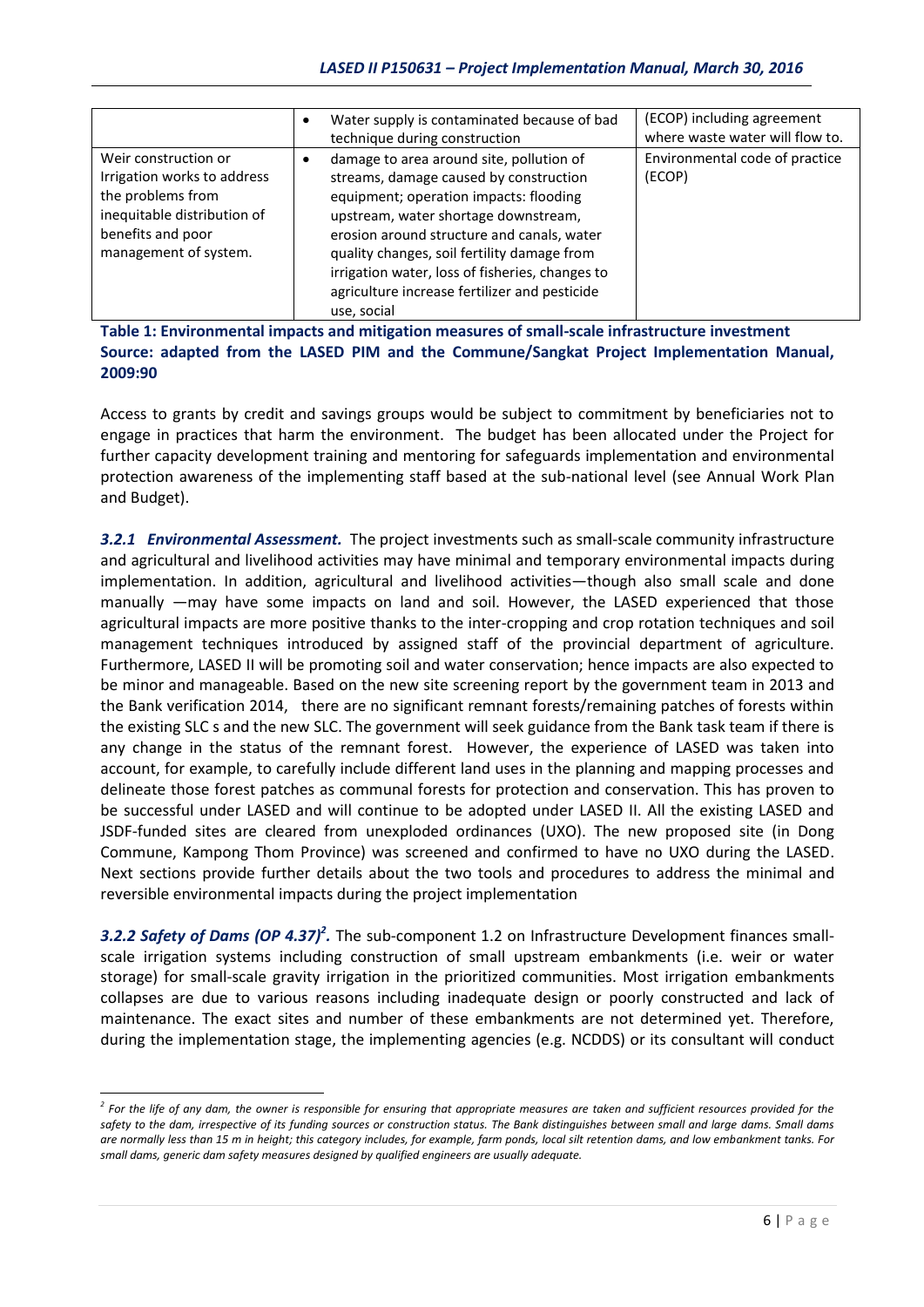| | | |
|---|---|---|
| | • Water supply is contaminated because of bad technique during construction | (ECOP) including agreement where waste water will flow to. |
| Weir construction or Irrigation works to address the problems from inequitable distribution of benefits and poor management of system. | • damage to area around site, pollution of streams, damage caused by construction equipment; operation impacts: flooding upstream, water shortage downstream, erosion around structure and canals, water quality changes, soil fertility damage from irrigation water, loss of fisheries, changes to agriculture increase fertilizer and pesticide use, social | Environmental code of practice (ECOP) |

**Table 1: Environmental impacts and mitigation measures of small-scale infrastructure investment Source: adapted from the LASED PIM and the Commune/Sangkat Project Implementation Manual, 2009:90**

Access to grants by credit and savings groups would be subject to commitment by beneficiaries not to engage in practices that harm the environment. The budget has been allocated under the Project for further capacity development training and mentoring for safeguards implementation and environmental protection awareness of the implementing staff based at the sub-national level (see Annual Work Plan and Budget).

***3.2.1 Environmental Assessment.*** The project investments such as small-scale community infrastructure and agricultural and livelihood activities may have minimal and temporary environmental impacts during implementation. In addition, agricultural and livelihood activities—though also small scale and done manually —may have some impacts on land and soil. However, the LASED experienced that those agricultural impacts are more positive thanks to the inter-cropping and crop rotation techniques and soil management techniques introduced by assigned staff of the provincial department of agriculture. Furthermore, LASED II will be promoting soil and water conservation; hence impacts are also expected to be minor and manageable. Based on the new site screening report by the government team in 2013 and the Bank verification 2014, there are no significant remnant forests/remaining patches of forests within the existing SLC s and the new SLC. The government will seek guidance from the Bank task team if there is any change in the status of the remnant forest. However, the experience of LASED was taken into account, for example, to carefully include different land uses in the planning and mapping processes and delineate those forest patches as communal forests for protection and conservation. This has proven to be successful under LASED and will continue to be adopted under LASED II. All the existing LASED and JSDF-funded sites are cleared from unexploded ordinances (UXO). The new proposed site (in Dong Commune, Kampong Thom Province) was screened and confirmed to have no UXO during the LASED. Next sections provide further details about the two tools and procedures to address the minimal and reversible environmental impacts during the project implementation

***3.2.2 Safety of Dams (OP 4.37)[2].*** The sub-component 1.2 on Infrastructure Development finances small-scale irrigation systems including construction of small upstream embankments (i.e. weir or water storage) for small-scale gravity irrigation in the prioritized communities. Most irrigation embankments collapses are due to various reasons including inadequate design or poorly constructed and lack of maintenance. The exact sites and number of these embankments are not determined yet. Therefore, during the implementation stage, the implementing agencies (e.g. NCDDS) or its consultant will conduct

*[2] For the life of any dam, the owner is responsible for ensuring that appropriate measures are taken and sufficient resources provided for the safety to the dam, irrespective of its funding sources or construction status. The Bank distinguishes between small and large dams. Small dams are normally less than 15 m in height; this category includes, for example, farm ponds, local silt retention dams, and low embankment tanks. For small dams, generic dam safety measures designed by qualified engineers are usually adequate.*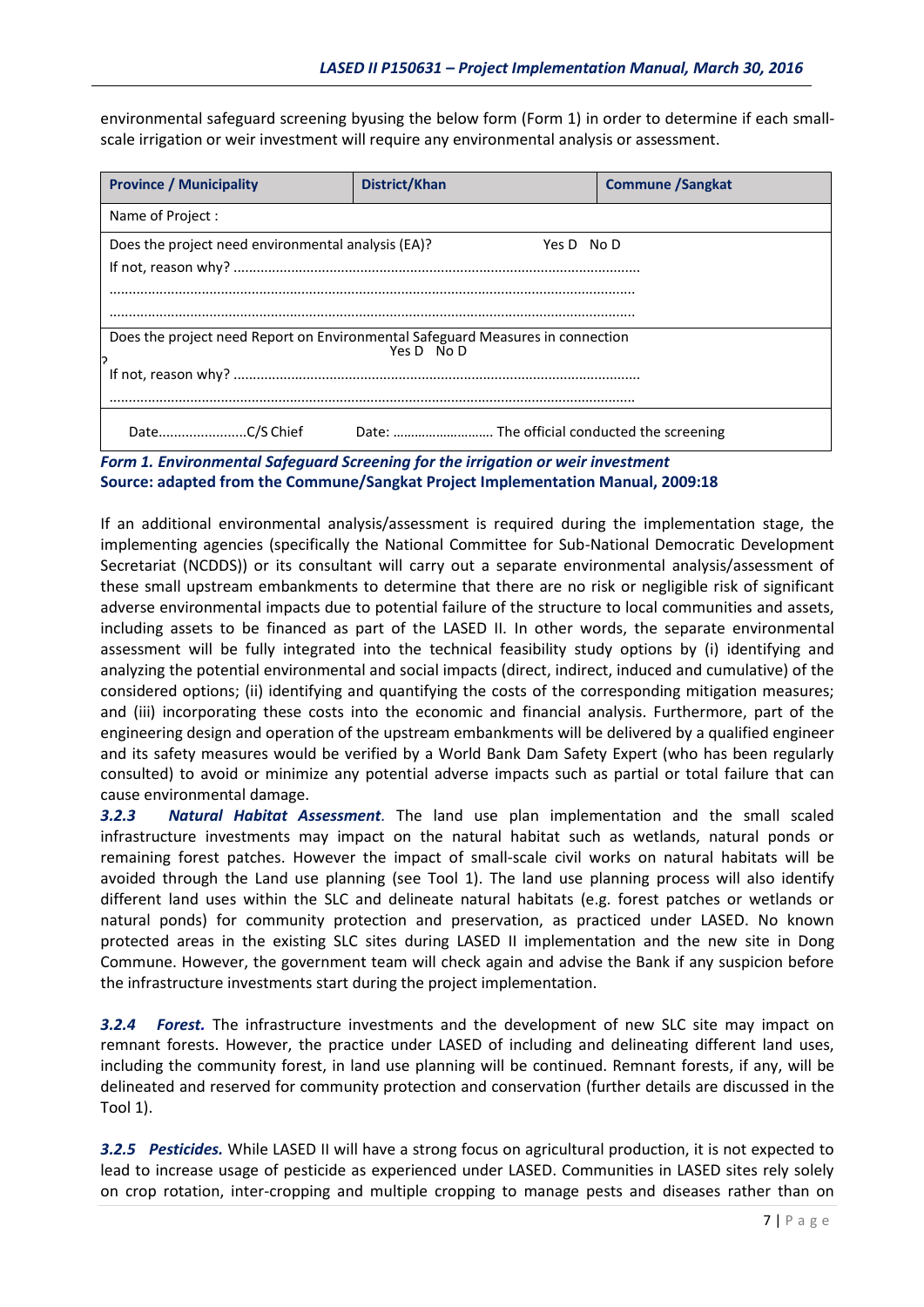environmental safeguard screening byusing the below form (Form 1) in order to determine if each small-scale irrigation or weir investment will require any environmental analysis or assessment.

| **Province / Municipality** | **District/Khan** | **Commune /Sangkat** |
|---|---|---|
| Name of Project : | | |
| Does the project need environmental analysis (EA)? Yes D No D<br>If not, reason why? ………………………………………………………………………………………<br>……………………………………………………………………………………………………………<br>…………………………………………………………………………………………………………… | | |
| Does the project need Report on Environmental Safeguard Measures in connection ? Yes D No D<br>If not, reason why? ………………………………………………………………………………………<br>…………………………………………………………………………………………………………… | | |
| Date…………………..C/S Chief | Date: ………………………. The official conducted the screening | |

***Form 1. Environmental Safeguard Screening for the irrigation or weir investment***
**Source: adapted from the Commune/Sangkat Project Implementation Manual, 2009:18**

If an additional environmental analysis/assessment is required during the implementation stage, the implementing agencies (specifically the National Committee for Sub-National Democratic Development Secretariat (NCDDS)) or its consultant will carry out a separate environmental analysis/assessment of these small upstream embankments to determine that there are no risk or negligible risk of significant adverse environmental impacts due to potential failure of the structure to local communities and assets, including assets to be financed as part of the LASED II. In other words, the separate environmental assessment will be fully integrated into the technical feasibility study options by (i) identifying and analyzing the potential environmental and social impacts (direct, indirect, induced and cumulative) of the considered options; (ii) identifying and quantifying the costs of the corresponding mitigation measures; and (iii) incorporating these costs into the economic and financial analysis. Furthermore, part of the engineering design and operation of the upstream embankments will be delivered by a qualified engineer and its safety measures would be verified by a World Bank Dam Safety Expert (who has been regularly consulted) to avoid or minimize any potential adverse impacts such as partial or total failure that can cause environmental damage.

***3.2.3 Natural Habitat Assessment.*** The land use plan implementation and the small scaled infrastructure investments may impact on the natural habitat such as wetlands, natural ponds or remaining forest patches. However the impact of small-scale civil works on natural habitats will be avoided through the Land use planning (see Tool 1). The land use planning process will also identify different land uses within the SLC and delineate natural habitats (e.g. forest patches or wetlands or natural ponds) for community protection and preservation, as practiced under LASED. No known protected areas in the existing SLC sites during LASED II implementation and the new site in Dong Commune. However, the government team will check again and advise the Bank if any suspicion before the infrastructure investments start during the project implementation.

***3.2.4 Forest.*** The infrastructure investments and the development of new SLC site may impact on remnant forests. However, the practice under LASED of including and delineating different land uses, including the community forest, in land use planning will be continued. Remnant forests, if any, will be delineated and reserved for community protection and conservation (further details are discussed in the Tool 1).

***3.2.5 Pesticides.*** While LASED II will have a strong focus on agricultural production, it is not expected to lead to increase usage of pesticide as experienced under LASED. Communities in LASED sites rely solely on crop rotation, inter-cropping and multiple cropping to manage pests and diseases rather than on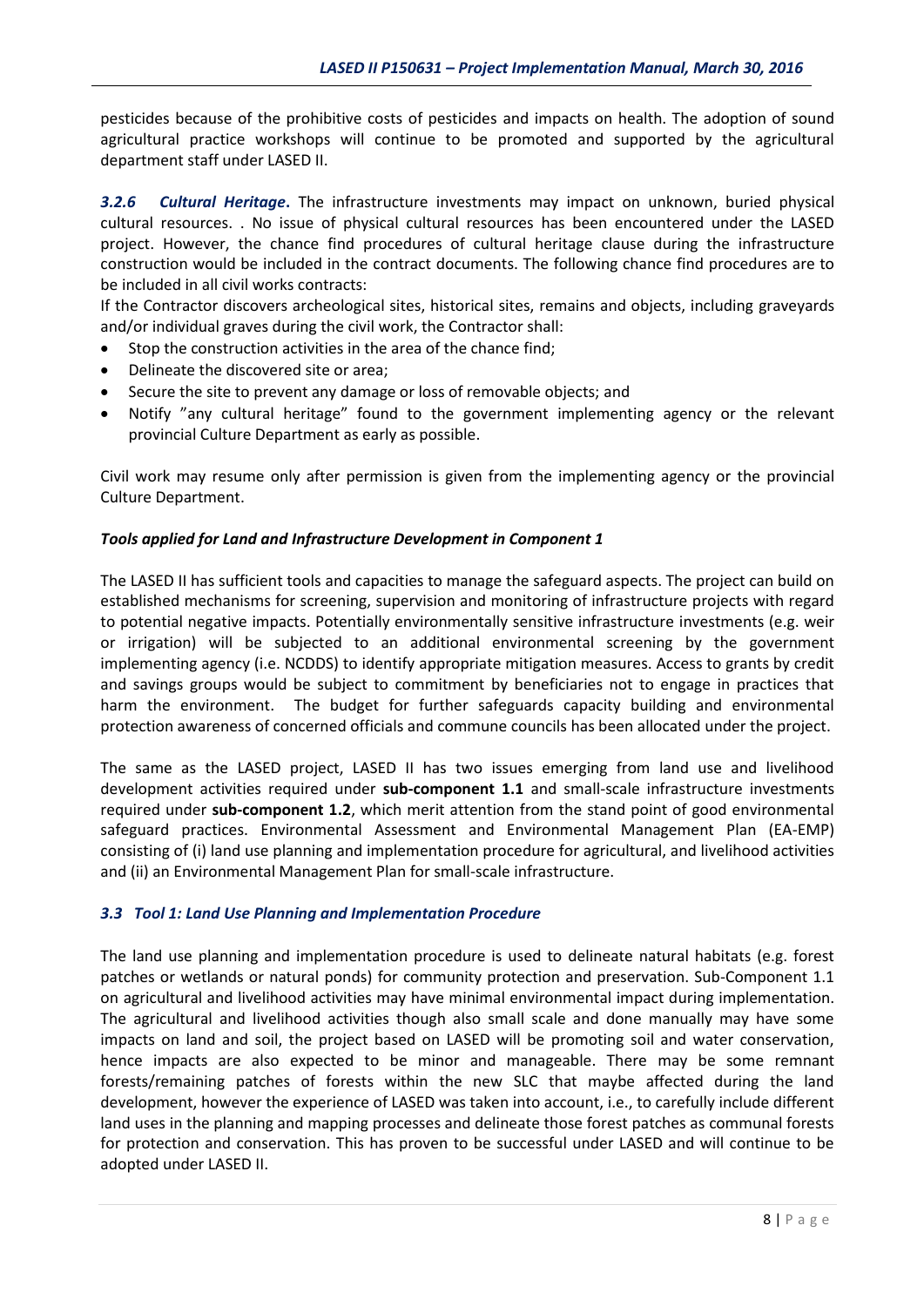pesticides because of the prohibitive costs of pesticides and impacts on health. The adoption of sound agricultural practice workshops will continue to be promoted and supported by the agricultural department staff under LASED II.

***3.2.6 Cultural Heritage***. The infrastructure investments may impact on unknown, buried physical cultural resources. . No issue of physical cultural resources has been encountered under the LASED project. However, the chance find procedures of cultural heritage clause during the infrastructure construction would be included in the contract documents. The following chance find procedures are to be included in all civil works contracts:

If the Contractor discovers archeological sites, historical sites, remains and objects, including graveyards and/or individual graves during the civil work, the Contractor shall:

- Stop the construction activities in the area of the chance find;
- Delineate the discovered site or area;
- Secure the site to prevent any damage or loss of removable objects; and
- Notify "any cultural heritage" found to the government implementing agency or the relevant provincial Culture Department as early as possible.

Civil work may resume only after permission is given from the implementing agency or the provincial Culture Department.

***Tools applied for Land and Infrastructure Development in Component 1***

The LASED II has sufficient tools and capacities to manage the safeguard aspects. The project can build on established mechanisms for screening, supervision and monitoring of infrastructure projects with regard to potential negative impacts. Potentially environmentally sensitive infrastructure investments (e.g. weir or irrigation) will be subjected to an additional environmental screening by the government implementing agency (i.e. NCDDS) to identify appropriate mitigation measures. Access to grants by credit and savings groups would be subject to commitment by beneficiaries not to engage in practices that harm the environment. The budget for further safeguards capacity building and environmental protection awareness of concerned officials and commune councils has been allocated under the project.

The same as the LASED project, LASED II has two issues emerging from land use and livelihood development activities required under **sub-component 1.1** and small-scale infrastructure investments required under **sub-component 1.2**, which merit attention from the stand point of good environmental safeguard practices. Environmental Assessment and Environmental Management Plan (EA-EMP) consisting of (i) land use planning and implementation procedure for agricultural, and livelihood activities and (ii) an Environmental Management Plan for small-scale infrastructure.

### *3.3 Tool 1: Land Use Planning and Implementation Procedure*

The land use planning and implementation procedure is used to delineate natural habitats (e.g. forest patches or wetlands or natural ponds) for community protection and preservation. Sub-Component 1.1 on agricultural and livelihood activities may have minimal environmental impact during implementation. The agricultural and livelihood activities though also small scale and done manually may have some impacts on land and soil, the project based on LASED will be promoting soil and water conservation, hence impacts are also expected to be minor and manageable. There may be some remnant forests/remaining patches of forests within the new SLC that maybe affected during the land development, however the experience of LASED was taken into account, i.e., to carefully include different land uses in the planning and mapping processes and delineate those forest patches as communal forests for protection and conservation. This has proven to be successful under LASED and will continue to be adopted under LASED II.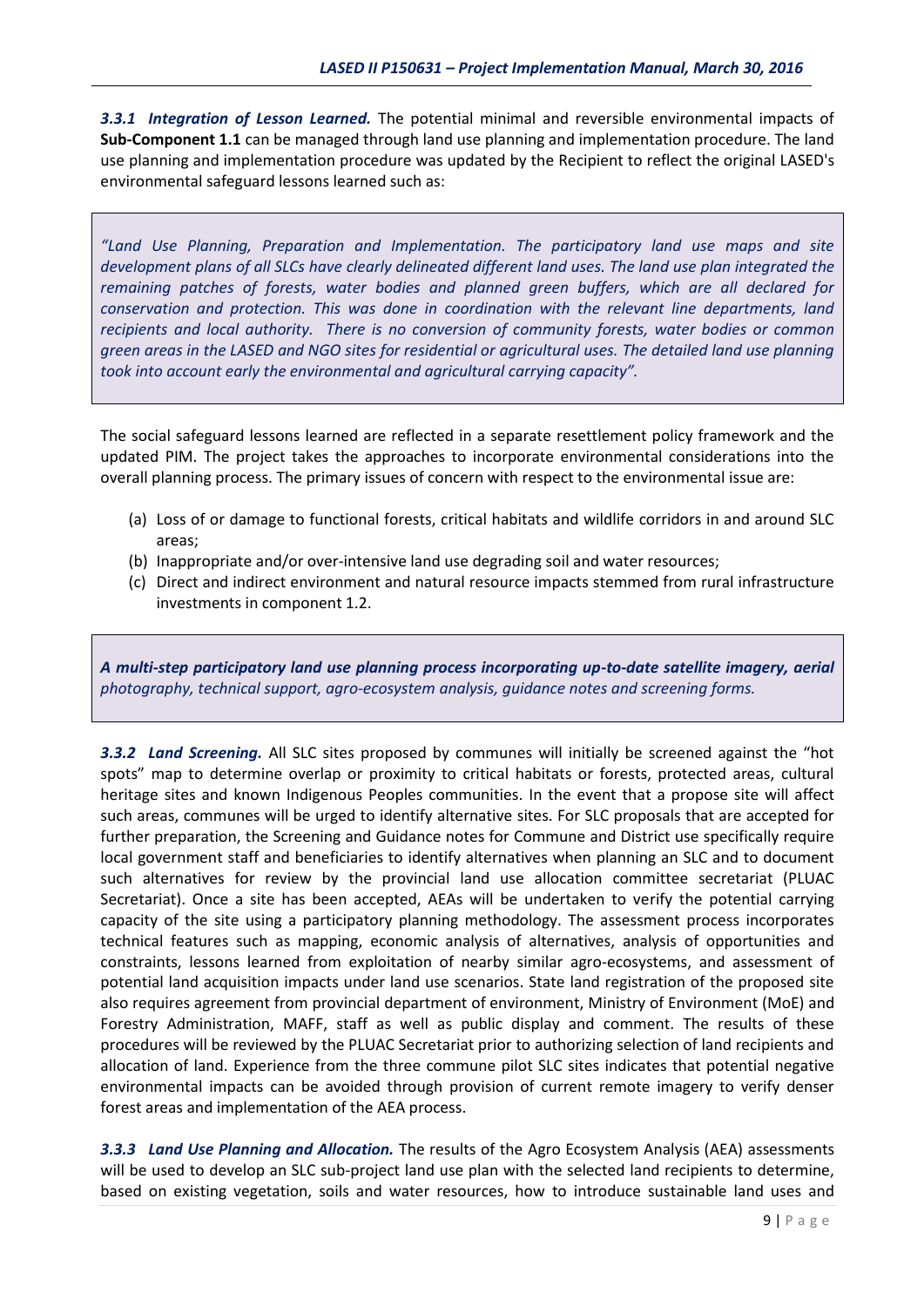***3.3.1 Integration of Lesson Learned.*** The potential minimal and reversible environmental impacts of **Sub-Component 1.1** can be managed through land use planning and implementation procedure. The land use planning and implementation procedure was updated by the Recipient to reflect the original LASED's environmental safeguard lessons learned such as:

> *"Land Use Planning, Preparation and Implementation. The participatory land use maps and site development plans of all SLCs have clearly delineated different land uses. The land use plan integrated the remaining patches of forests, water bodies and planned green buffers, which are all declared for conservation and protection. This was done in coordination with the relevant line departments, land recipients and local authority. There is no conversion of community forests, water bodies or common green areas in the LASED and NGO sites for residential or agricultural uses. The detailed land use planning took into account early the environmental and agricultural carrying capacity".*

The social safeguard lessons learned are reflected in a separate resettlement policy framework and the updated PIM. The project takes the approaches to incorporate environmental considerations into the overall planning process. The primary issues of concern with respect to the environmental issue are:

(a) Loss of or damage to functional forests, critical habitats and wildlife corridors in and around SLC areas;
(b) Inappropriate and/or over-intensive land use degrading soil and water resources;
(c) Direct and indirect environment and natural resource impacts stemmed from rural infrastructure investments in component 1.2.

> ***A multi-step participatory land use planning process incorporating up-to-date satellite imagery, aerial*** *photography, technical support, agro-ecosystem analysis, guidance notes and screening forms.*

***3.3.2 Land Screening.*** All SLC sites proposed by communes will initially be screened against the "hot spots" map to determine overlap or proximity to critical habitats or forests, protected areas, cultural heritage sites and known Indigenous Peoples communities. In the event that a propose site will affect such areas, communes will be urged to identify alternative sites. For SLC proposals that are accepted for further preparation, the Screening and Guidance notes for Commune and District use specifically require local government staff and beneficiaries to identify alternatives when planning an SLC and to document such alternatives for review by the provincial land use allocation committee secretariat (PLUAC Secretariat). Once a site has been accepted, AEAs will be undertaken to verify the potential carrying capacity of the site using a participatory planning methodology. The assessment process incorporates technical features such as mapping, economic analysis of alternatives, analysis of opportunities and constraints, lessons learned from exploitation of nearby similar agro-ecosystems, and assessment of potential land acquisition impacts under land use scenarios. State land registration of the proposed site also requires agreement from provincial department of environment, Ministry of Environment (MoE) and Forestry Administration, MAFF, staff as well as public display and comment. The results of these procedures will be reviewed by the PLUAC Secretariat prior to authorizing selection of land recipients and allocation of land. Experience from the three commune pilot SLC sites indicates that potential negative environmental impacts can be avoided through provision of current remote imagery to verify denser forest areas and implementation of the AEA process.

***3.3.3 Land Use Planning and Allocation.*** The results of the Agro Ecosystem Analysis (AEA) assessments will be used to develop an SLC sub-project land use plan with the selected land recipients to determine, based on existing vegetation, soils and water resources, how to introduce sustainable land uses and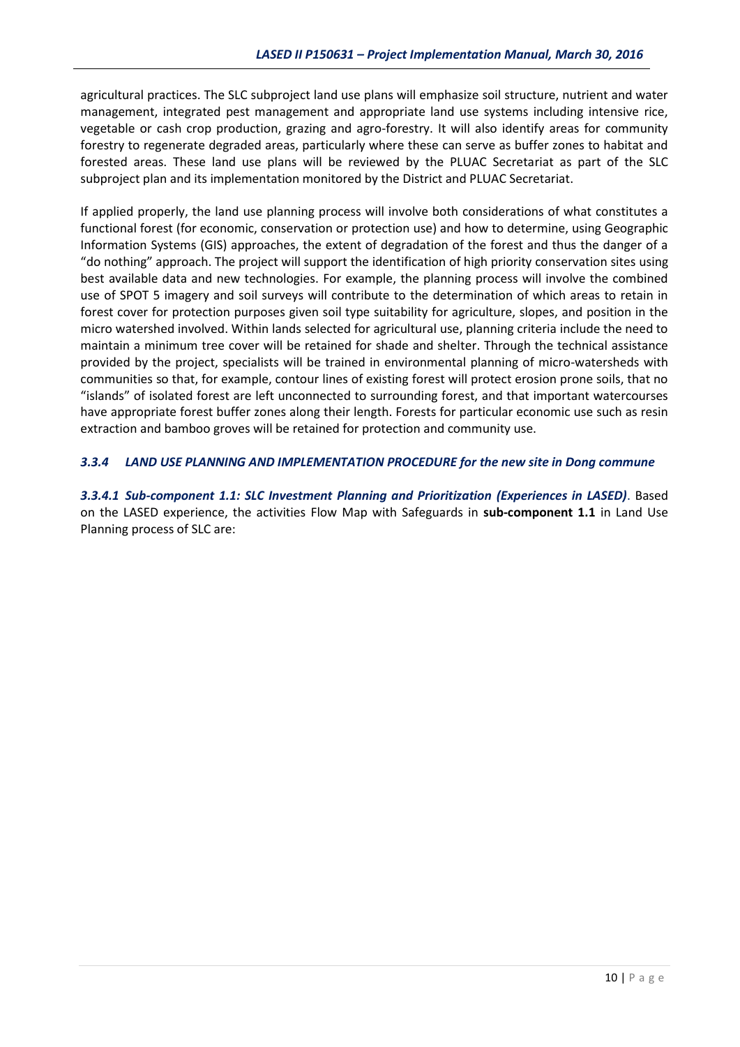agricultural practices. The SLC subproject land use plans will emphasize soil structure, nutrient and water management, integrated pest management and appropriate land use systems including intensive rice, vegetable or cash crop production, grazing and agro-forestry. It will also identify areas for community forestry to regenerate degraded areas, particularly where these can serve as buffer zones to habitat and forested areas. These land use plans will be reviewed by the PLUAC Secretariat as part of the SLC subproject plan and its implementation monitored by the District and PLUAC Secretariat.

If applied properly, the land use planning process will involve both considerations of what constitutes a functional forest (for economic, conservation or protection use) and how to determine, using Geographic Information Systems (GIS) approaches, the extent of degradation of the forest and thus the danger of a "do nothing" approach. The project will support the identification of high priority conservation sites using best available data and new technologies. For example, the planning process will involve the combined use of SPOT 5 imagery and soil surveys will contribute to the determination of which areas to retain in forest cover for protection purposes given soil type suitability for agriculture, slopes, and position in the micro watershed involved. Within lands selected for agricultural use, planning criteria include the need to maintain a minimum tree cover will be retained for shade and shelter. Through the technical assistance provided by the project, specialists will be trained in environmental planning of micro-watersheds with communities so that, for example, contour lines of existing forest will protect erosion prone soils, that no "islands" of isolated forest are left unconnected to surrounding forest, and that important watercourses have appropriate forest buffer zones along their length. Forests for particular economic use such as resin extraction and bamboo groves will be retained for protection and community use.

### *3.3.4 LAND USE PLANNING AND IMPLEMENTATION PROCEDURE for the new site in Dong commune*

***3.3.4.1 Sub-component 1.1: SLC Investment Planning and Prioritization (Experiences in LASED)***. Based on the LASED experience, the activities Flow Map with Safeguards in **sub-component 1.1** in Land Use Planning process of SLC are: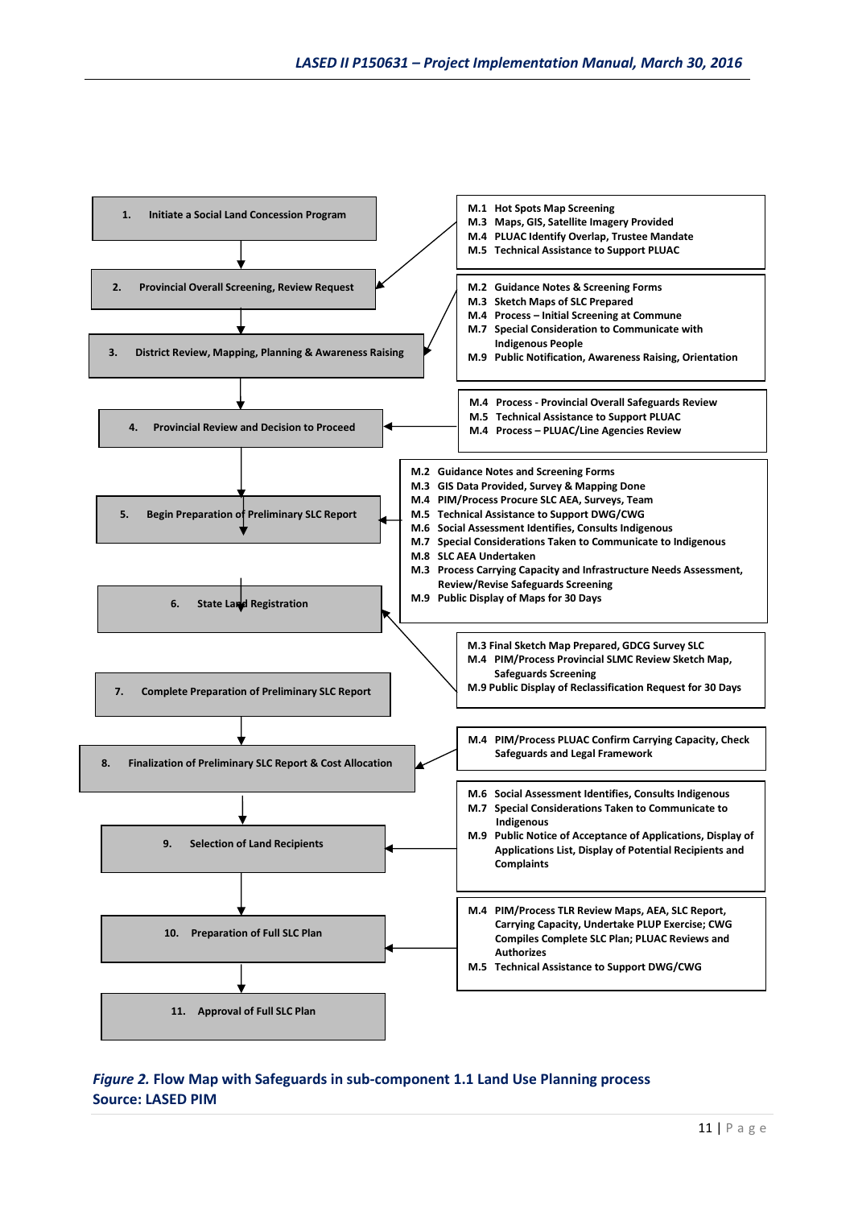1. Initiate a Social Land Concession Program

2. Provincial Overall Screening, Review Request

3. District Review, Mapping, Planning & Awareness Raising

4. Provincial Review and Decision to Proceed

5. Begin Preparation of Preliminary SLC Report

6. State Land Registration

7. Complete Preparation of Preliminary SLC Report

8. Finalization of Preliminary SLC Report & Cost Allocation

9. Selection of Land Recipients

10. Preparation of Full SLC Plan

11. Approval of Full SLC Plan

- M.1 Hot Spots Map Screening
- M.3 Maps, GIS, Satellite Imagery Provided
- M.4 PLUAC Identify Overlap, Trustee Mandate
- M.5 Technical Assistance to Support PLUAC

- M.2 Guidance Notes & Screening Forms
- M.3 Sketch Maps of SLC Prepared
- M.4 Process – Initial Screening at Commune
- M.7 Special Consideration to Communicate with Indigenous People
- M.9 Public Notification, Awareness Raising, Orientation

- M.4 Process - Provincial Overall Safeguards Review
- M.5 Technical Assistance to Support PLUAC
- M.4 Process – PLUAC/Line Agencies Review

- M.2 Guidance Notes and Screening Forms
- M.3 GIS Data Provided, Survey & Mapping Done
- M.4 PIM/Process Procure SLC AEA, Surveys, Team
- M.5 Technical Assistance to Support DWG/CWG
- M.6 Social Assessment Identifies, Consults Indigenous
- M.7 Special Considerations Taken to Communicate to Indigenous
- M.8 SLC AEA Undertaken
- M.3 Process Carrying Capacity and Infrastructure Needs Assessment, Review/Revise Safeguards Screening
- M.9 Public Display of Maps for 30 Days

- M.3 Final Sketch Map Prepared, GDCG Survey SLC
- M.4 PIM/Process Provincial SLMC Review Sketch Map, Safeguards Screening
- M.9 Public Display of Reclassification Request for 30 Days

- M.4 PIM/Process PLUAC Confirm Carrying Capacity, Check Safeguards and Legal Framework

- M.6 Social Assessment Identifies, Consults Indigenous
- M.7 Special Considerations Taken to Communicate to Indigenous
- M.9 Public Notice of Acceptance of Applications, Display of Applications List, Display of Potential Recipients and Complaints

- M.4 PIM/Process TLR Review Maps, AEA, SLC Report, Carrying Capacity, Undertake PLUP Exercise; CWG Compiles Complete SLC Plan; PLUAC Reviews and Authorizes
- M.5 Technical Assistance to Support DWG/CWG

***Figure 2.* Flow Map with Safeguards in sub-component 1.1 Land Use Planning process**
**Source: LASED PIM**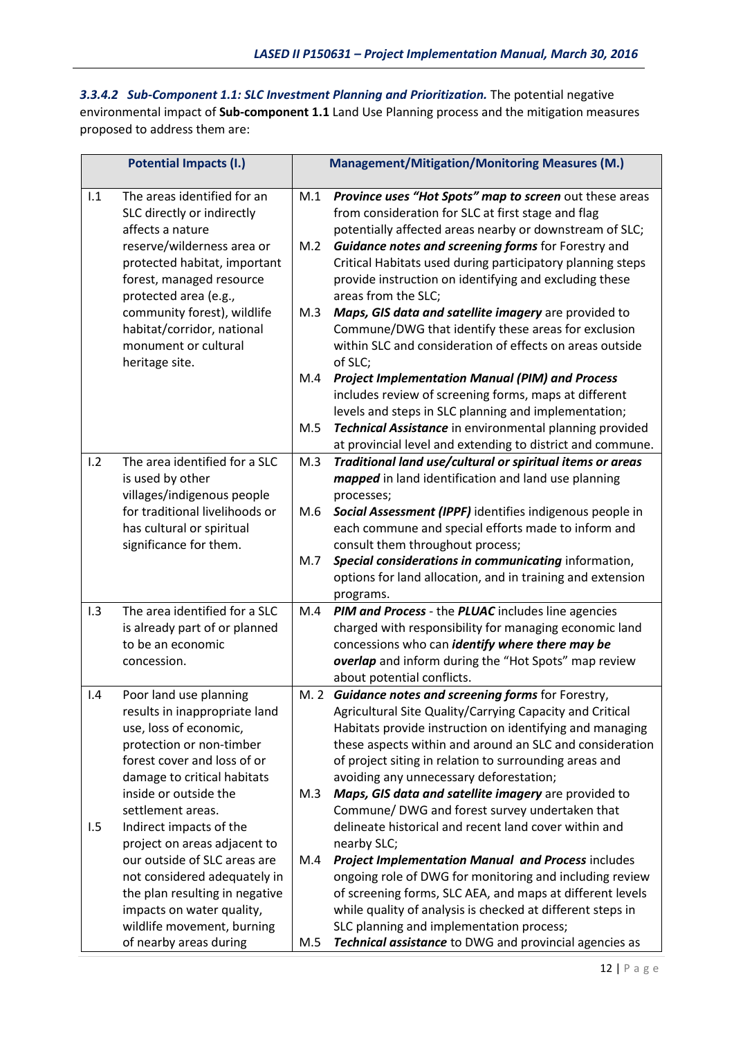***3.3.4.2 Sub-Component 1.1: SLC Investment Planning and Prioritization.*** The potential negative environmental impact of **Sub-component 1.1** Land Use Planning process and the mitigation measures proposed to address them are:

| Potential Impacts (I.) | | Management/Mitigation/Monitoring Measures (M.) | |
|---|---|---|---|
| I.1 | The areas identified for an SLC directly or indirectly affects a nature reserve/wilderness area or protected habitat, important forest, managed resource protected area (e.g., community forest), wildlife habitat/corridor, national monument or cultural heritage site. | M.1<br>M.2<br>M.3<br>M.4<br>M.5 | ***Province uses "Hot Spots" map to screen*** out these areas from consideration for SLC at first stage and flag potentially affected areas nearby or downstream of SLC;<br>***Guidance notes and screening forms*** for Forestry and Critical Habitats used during participatory planning steps provide instruction on identifying and excluding these areas from the SLC;<br>***Maps, GIS data and satellite imagery*** are provided to Commune/DWG that identify these areas for exclusion within SLC and consideration of effects on areas outside of SLC;<br>***Project Implementation Manual (PIM) and Process*** includes review of screening forms, maps at different levels and steps in SLC planning and implementation;<br>***Technical Assistance*** in environmental planning provided at provincial level and extending to district and commune. |
| I.2 | The area identified for a SLC is used by other villages/indigenous people for traditional livelihoods or has cultural or spiritual significance for them. | M.3<br>M.6<br>M.7 | ***Traditional land use/cultural or spiritual items or areas mapped*** in land identification and land use planning processes;<br>***Social Assessment (IPPF)*** identifies indigenous people in each commune and special efforts made to inform and consult them throughout process;<br>***Special considerations in communicating*** information, options for land allocation, and in training and extension programs. |
| I.3 | The area identified for a SLC is already part of or planned to be an economic concession. | M.4 | ***PIM and Process*** - the ***PLUAC*** includes line agencies charged with responsibility for managing economic land concessions who can ***identify where there may be overlap*** and inform during the "Hot Spots" map review about potential conflicts. |
| I.4<br><br><br><br><br><br><br>I.5 | Poor land use planning results in inappropriate land use, loss of economic, protection or non-timber forest cover and loss of or damage to critical habitats inside or outside the settlement areas.<br>Indirect impacts of the project on areas adjacent to our outside of SLC areas are not considered adequately in the plan resulting in negative impacts on water quality, wildlife movement, burning of nearby areas during | M. 2<br>M.3<br>M.4<br>M.5 | ***Guidance notes and screening forms*** for Forestry, Agricultural Site Quality/Carrying Capacity and Critical Habitats provide instruction on identifying and managing these aspects within and around an SLC and consideration of project siting in relation to surrounding areas and avoiding any unnecessary deforestation;<br>***Maps, GIS data and satellite imagery*** are provided to Commune/ DWG and forest survey undertaken that delineate historical and recent land cover within and nearby SLC;<br>***Project Implementation Manual and Process*** includes ongoing role of DWG for monitoring and including review of screening forms, SLC AEA, and maps at different levels while quality of analysis is checked at different steps in SLC planning and implementation process;<br>***Technical assistance*** to DWG and provincial agencies as |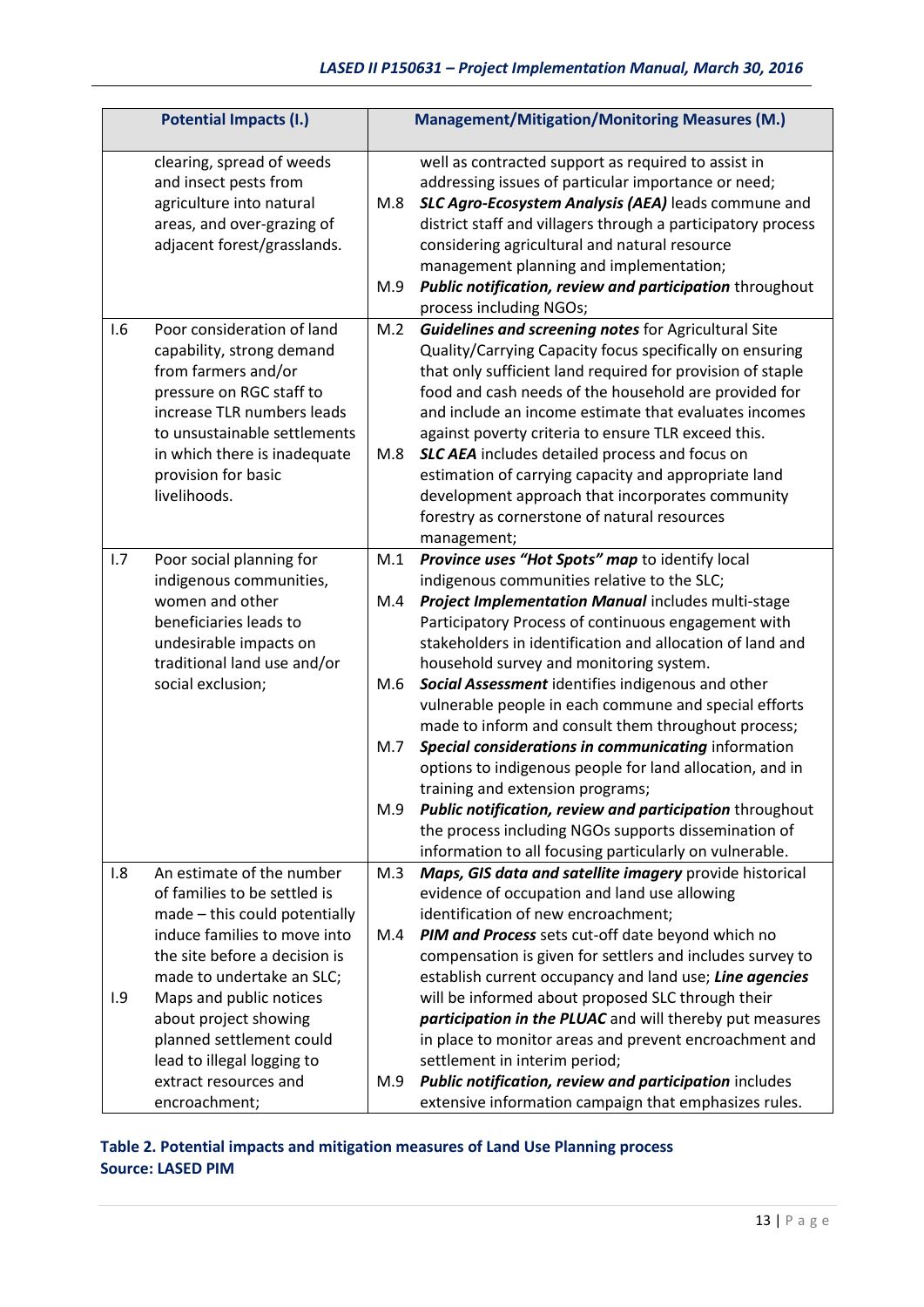| Potential Impacts (I.) | | Management/Mitigation/Monitoring Measures (M.) | |
|---|---|---|---|
| | clearing, spread of weeds and insect pests from agriculture into natural areas, and over-grazing of adjacent forest/grasslands. | | well as contracted support as required to assist in addressing issues of particular importance or need; |
| | | M.8 | ***SLC Agro-Ecosystem Analysis (AEA)*** leads commune and district staff and villagers through a participatory process considering agricultural and natural resource management planning and implementation; |
| | | M.9 | ***Public notification, review and participation*** throughout process including NGOs; |
| I.6 | Poor consideration of land capability, strong demand from farmers and/or pressure on RGC staff to increase TLR numbers leads to unsustainable settlements in which there is inadequate provision for basic livelihoods. | M.2 | ***Guidelines and screening notes*** for Agricultural Site Quality/Carrying Capacity focus specifically on ensuring that only sufficient land required for provision of staple food and cash needs of the household are provided for and include an income estimate that evaluates incomes against poverty criteria to ensure TLR exceed this. |
| | | M.8 | ***SLC AEA*** includes detailed process and focus on estimation of carrying capacity and appropriate land development approach that incorporates community forestry as cornerstone of natural resources management; |
| I.7 | Poor social planning for indigenous communities, women and other beneficiaries leads to undesirable impacts on traditional land use and/or social exclusion; | M.1 | ***Province uses "Hot Spots" map*** to identify local indigenous communities relative to the SLC; |
| | | M.4 | ***Project Implementation Manual*** includes multi-stage Participatory Process of continuous engagement with stakeholders in identification and allocation of land and household survey and monitoring system. |
| | | M.6 | ***Social Assessment*** identifies indigenous and other vulnerable people in each commune and special efforts made to inform and consult them throughout process; |
| | | M.7 | ***Special considerations in communicating*** information options to indigenous people for land allocation, and in training and extension programs; |
| | | M.9 | ***Public notification, review and participation*** throughout the process including NGOs supports dissemination of information to all focusing particularly on vulnerable. |
| I.8 | An estimate of the number of families to be settled is made – this could potentially induce families to move into the site before a decision is made to undertake an SLC; | M.3 | ***Maps, GIS data and satellite imagery*** provide historical evidence of occupation and land use allowing identification of new encroachment; |
| I.9 | Maps and public notices about project showing planned settlement could lead to illegal logging to extract resources and encroachment; | M.4 | ***PIM and Process*** sets cut-off date beyond which no compensation is given for settlers and includes survey to establish current occupancy and land use; ***Line agencies*** will be informed about proposed SLC through their ***participation in the PLUAC*** and will thereby put measures in place to monitor areas and prevent encroachment and settlement in interim period; |
| | | M.9 | ***Public notification, review and participation*** includes extensive information campaign that emphasizes rules. |

**Table 2. Potential impacts and mitigation measures of Land Use Planning process**
**Source: LASED PIM**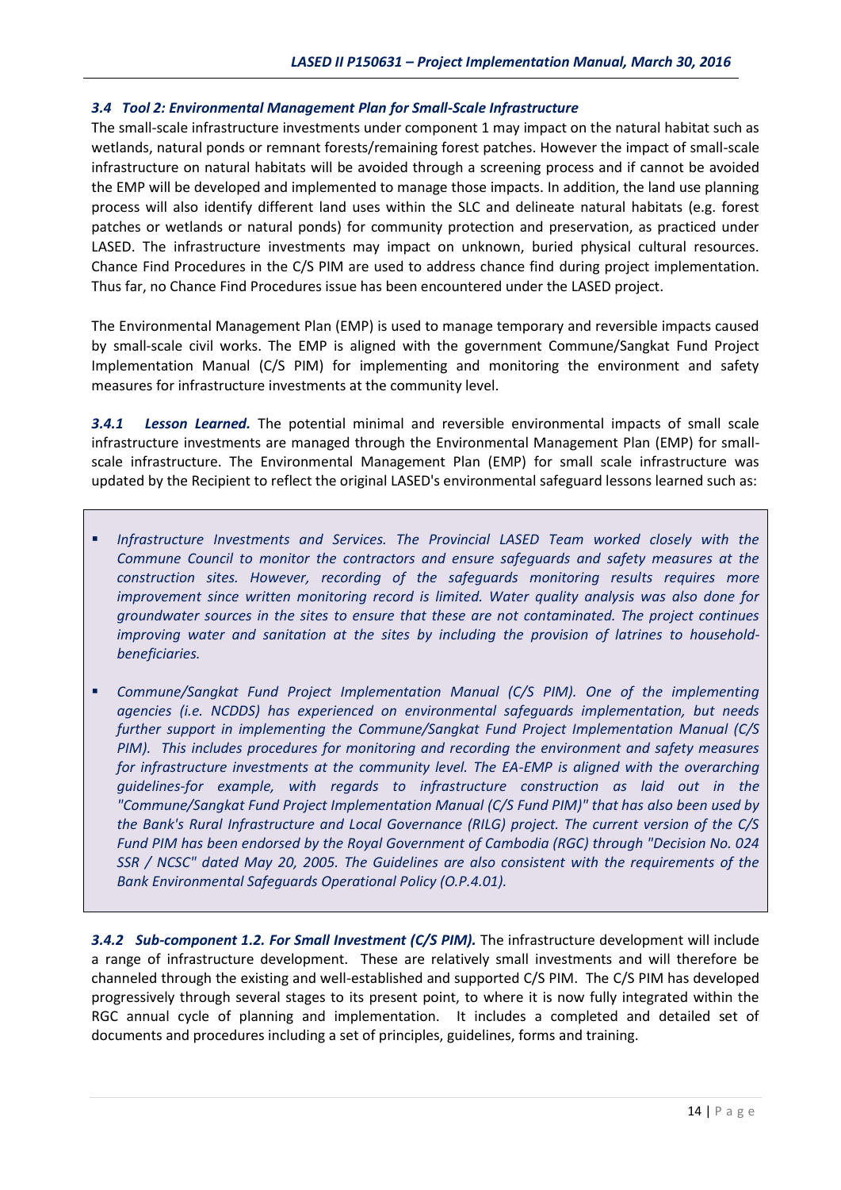### *3.4 Tool 2: Environmental Management Plan for Small-Scale Infrastructure*

The small-scale infrastructure investments under component 1 may impact on the natural habitat such as wetlands, natural ponds or remnant forests/remaining forest patches. However the impact of small-scale infrastructure on natural habitats will be avoided through a screening process and if cannot be avoided the EMP will be developed and implemented to manage those impacts. In addition, the land use planning process will also identify different land uses within the SLC and delineate natural habitats (e.g. forest patches or wetlands or natural ponds) for community protection and preservation, as practiced under LASED. The infrastructure investments may impact on unknown, buried physical cultural resources. Chance Find Procedures in the C/S PIM are used to address chance find during project implementation. Thus far, no Chance Find Procedures issue has been encountered under the LASED project.

The Environmental Management Plan (EMP) is used to manage temporary and reversible impacts caused by small-scale civil works. The EMP is aligned with the government Commune/Sangkat Fund Project Implementation Manual (C/S PIM) for implementing and monitoring the environment and safety measures for infrastructure investments at the community level.

***3.4.1 Lesson Learned.*** The potential minimal and reversible environmental impacts of small scale infrastructure investments are managed through the Environmental Management Plan (EMP) for small-scale infrastructure. The Environmental Management Plan (EMP) for small scale infrastructure was updated by the Recipient to reflect the original LASED's environmental safeguard lessons learned such as:

- *Infrastructure Investments and Services. The Provincial LASED Team worked closely with the Commune Council to monitor the contractors and ensure safeguards and safety measures at the construction sites. However, recording of the safeguards monitoring results requires more improvement since written monitoring record is limited. Water quality analysis was also done for groundwater sources in the sites to ensure that these are not contaminated. The project continues improving water and sanitation at the sites by including the provision of latrines to household-beneficiaries.*

- *Commune/Sangkat Fund Project Implementation Manual (C/S PIM). One of the implementing agencies (i.e. NCDDS) has experienced on environmental safeguards implementation, but needs further support in implementing the Commune/Sangkat Fund Project Implementation Manual (C/S PIM). This includes procedures for monitoring and recording the environment and safety measures for infrastructure investments at the community level. The EA-EMP is aligned with the overarching guidelines-for example, with regards to infrastructure construction as laid out in the "Commune/Sangkat Fund Project Implementation Manual (C/S Fund PIM)" that has also been used by the Bank's Rural Infrastructure and Local Governance (RILG) project. The current version of the C/S Fund PIM has been endorsed by the Royal Government of Cambodia (RGC) through "Decision No. 024 SSR / NCSC" dated May 20, 2005. The Guidelines are also consistent with the requirements of the Bank Environmental Safeguards Operational Policy (O.P.4.01).*

***3.4.2 Sub-component 1.2. For Small Investment (C/S PIM).*** The infrastructure development will include a range of infrastructure development. These are relatively small investments and will therefore be channeled through the existing and well-established and supported C/S PIM. The C/S PIM has developed progressively through several stages to its present point, to where it is now fully integrated within the RGC annual cycle of planning and implementation. It includes a completed and detailed set of documents and procedures including a set of principles, guidelines, forms and training.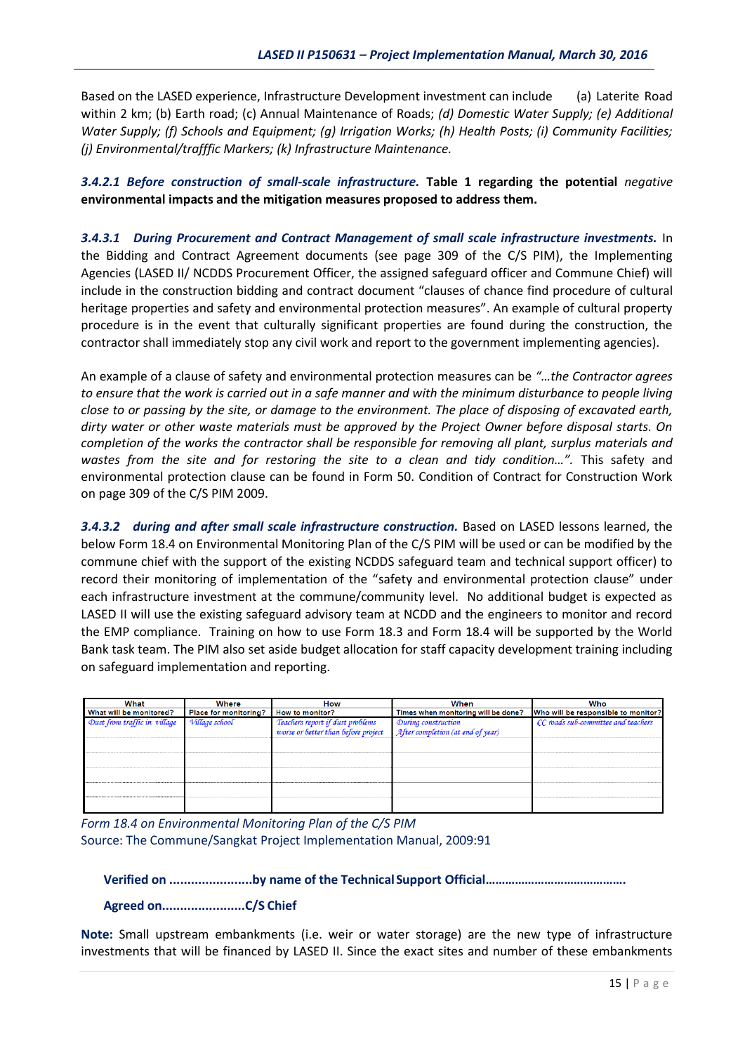Based on the LASED experience, Infrastructure Development investment can include (a) Laterite Road within 2 km; (b) Earth road; (c) Annual Maintenance of Roads; *(d) Domestic Water Supply; (e) Additional Water Supply; (f) Schools and Equipment; (g) Irrigation Works; (h) Health Posts; (i) Community Facilities; (j) Environmental/trafffic Markers; (k) Infrastructure Maintenance.*

***3.4.2.1 Before construction of small-scale infrastructure.*** **Table 1 regarding the potential** *negative* **environmental impacts and the mitigation measures proposed to address them.**

***3.4.3.1 During Procurement and Contract Management of small scale infrastructure investments.*** In the Bidding and Contract Agreement documents (see page 309 of the C/S PIM), the Implementing Agencies (LASED II/ NCDDS Procurement Officer, the assigned safeguard officer and Commune Chief) will include in the construction bidding and contract document "clauses of chance find procedure of cultural heritage properties and safety and environmental protection measures". An example of cultural property procedure is in the event that culturally significant properties are found during the construction, the contractor shall immediately stop any civil work and report to the government implementing agencies).

An example of a clause of safety and environmental protection measures can be *"…the Contractor agrees to ensure that the work is carried out in a safe manner and with the minimum disturbance to people living close to or passing by the site, or damage to the environment. The place of disposing of excavated earth, dirty water or other waste materials must be approved by the Project Owner before disposal starts. On completion of the works the contractor shall be responsible for removing all plant, surplus materials and wastes from the site and for restoring the site to a clean and tidy condition…".* This safety and environmental protection clause can be found in Form 50. Condition of Contract for Construction Work on page 309 of the C/S PIM 2009.

***3.4.3.2 during and after small scale infrastructure construction.*** Based on LASED lessons learned, the below Form 18.4 on Environmental Monitoring Plan of the C/S PIM will be used or can be modified by the commune chief with the support of the existing NCDDS safeguard team and technical support officer) to record their monitoring of implementation of the "safety and environmental protection clause" under each infrastructure investment at the commune/community level. No additional budget is expected as LASED II will use the existing safeguard advisory team at NCDD and the engineers to monitor and record the EMP compliance. Training on how to use Form 18.3 and Form 18.4 will be supported by the World Bank task team. The PIM also set aside budget allocation for staff capacity development training including on safeguard implementation and reporting.

| What | Where | How | When | Who |
|---|---|---|---|---|
| What will be monitored? | Place for monitoring? | How to monitor? | Times when monitoring will be done? | Who will be responsible to monitor? |
| *Dust from traffic in village* | *Village school* | *Teachers report if dust problems worse or better than before project* | *During construction*<br>*After completion (at end of year)* | *CC roads sub-committee and teachers* |
| | | | | |
| | | | | |
| | | | | |
| | | | | |
| | | | | |

*Form 18.4 on Environmental Monitoring Plan of the C/S PIM*
Source: The Commune/Sangkat Project Implementation Manual, 2009:91

**Verified on .......................by name of the Technical Support Official…………………………………….**

**Agreed on.......................C/S Chief**

**Note:** Small upstream embankments (i.e. weir or water storage) are the new type of infrastructure investments that will be financed by LASED II. Since the exact sites and number of these embankments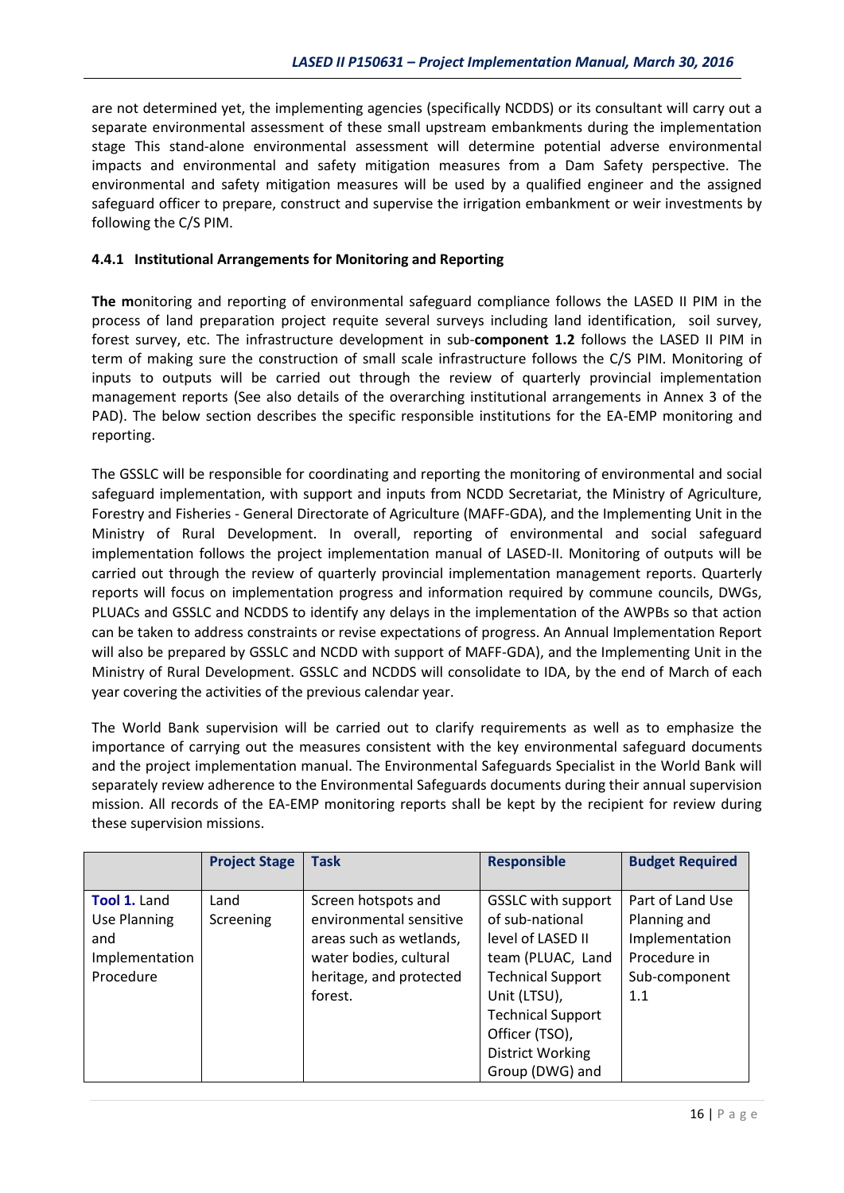are not determined yet, the implementing agencies (specifically NCDDS) or its consultant will carry out a separate environmental assessment of these small upstream embankments during the implementation stage This stand-alone environmental assessment will determine potential adverse environmental impacts and environmental and safety mitigation measures from a Dam Safety perspective. The environmental and safety mitigation measures will be used by a qualified engineer and the assigned safeguard officer to prepare, construct and supervise the irrigation embankment or weir investments by following the C/S PIM.

### 4.4.1 Institutional Arrangements for Monitoring and Reporting

**The m**onitoring and reporting of environmental safeguard compliance follows the LASED II PIM in the process of land preparation project requite several surveys including land identification, soil survey, forest survey, etc. The infrastructure development in sub-**component 1.2** follows the LASED II PIM in term of making sure the construction of small scale infrastructure follows the C/S PIM. Monitoring of inputs to outputs will be carried out through the review of quarterly provincial implementation management reports (See also details of the overarching institutional arrangements in Annex 3 of the PAD). The below section describes the specific responsible institutions for the EA-EMP monitoring and reporting.

The GSSLC will be responsible for coordinating and reporting the monitoring of environmental and social safeguard implementation, with support and inputs from NCDD Secretariat, the Ministry of Agriculture, Forestry and Fisheries - General Directorate of Agriculture (MAFF-GDA), and the Implementing Unit in the Ministry of Rural Development. In overall, reporting of environmental and social safeguard implementation follows the project implementation manual of LASED-II. Monitoring of outputs will be carried out through the review of quarterly provincial implementation management reports. Quarterly reports will focus on implementation progress and information required by commune councils, DWGs, PLUACs and GSSLC and NCDDS to identify any delays in the implementation of the AWPBs so that action can be taken to address constraints or revise expectations of progress. An Annual Implementation Report will also be prepared by GSSLC and NCDD with support of MAFF-GDA), and the Implementing Unit in the Ministry of Rural Development. GSSLC and NCDDS will consolidate to IDA, by the end of March of each year covering the activities of the previous calendar year.

The World Bank supervision will be carried out to clarify requirements as well as to emphasize the importance of carrying out the measures consistent with the key environmental safeguard documents and the project implementation manual. The Environmental Safeguards Specialist in the World Bank will separately review adherence to the Environmental Safeguards documents during their annual supervision mission. All records of the EA-EMP monitoring reports shall be kept by the recipient for review during these supervision missions.

| | Project Stage | Task | Responsible | Budget Required |
|---|---|---|---|---|
| **Tool 1.** Land Use Planning and Implementation Procedure | Land Screening | Screen hotspots and environmental sensitive areas such as wetlands, water bodies, cultural heritage, and protected forest. | GSSLC with support of sub-national level of LASED II team (PLUAC, Land Technical Support Unit (LTSU), Technical Support Officer (TSO), District Working Group (DWG) and | Part of Land Use Planning and Implementation Procedure in Sub-component 1.1 |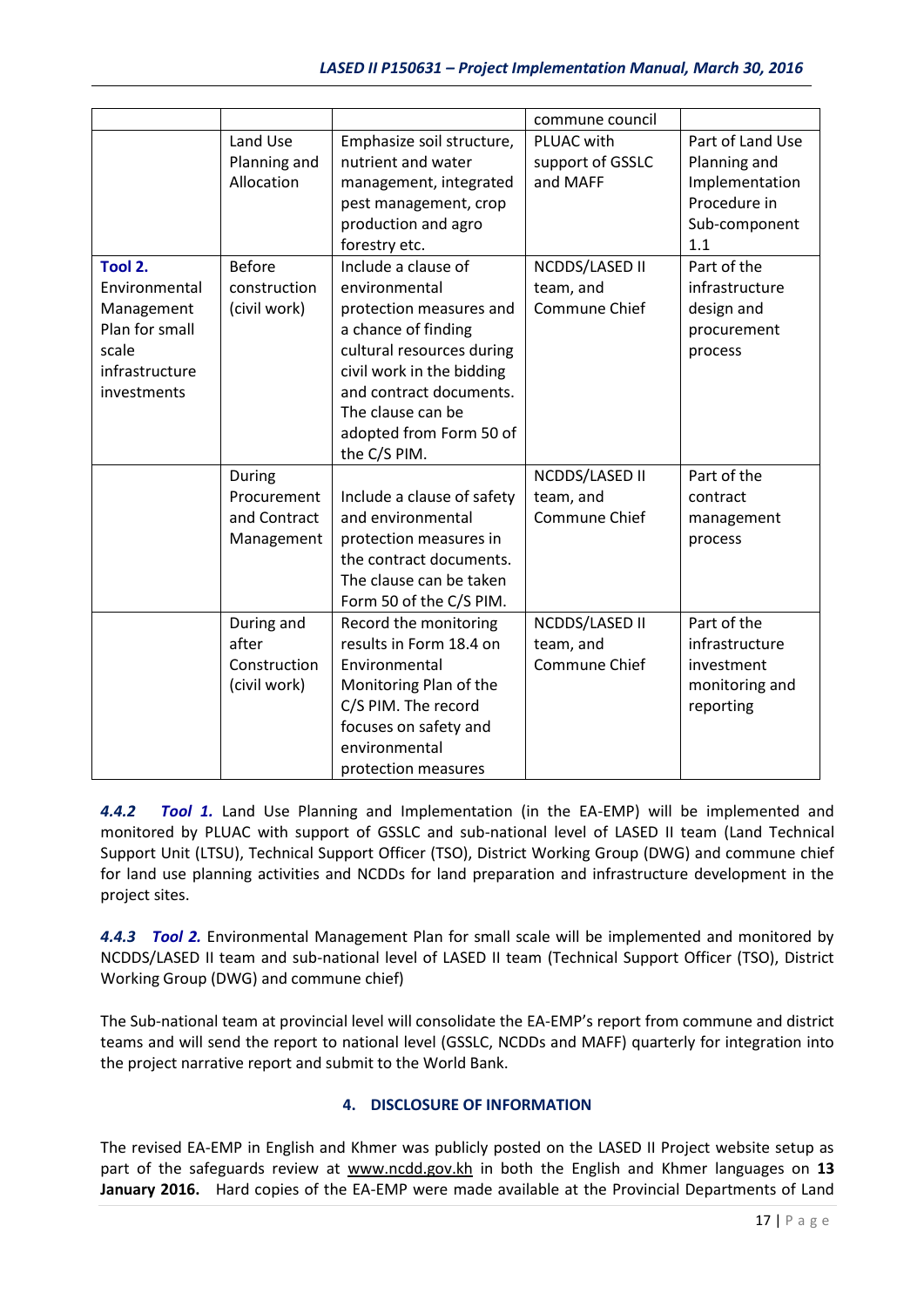| | | | commune council | |
|---|---|---|---|---|
| | Land Use Planning and Allocation | Emphasize soil structure, nutrient and water management, integrated pest management, crop production and agro forestry etc. | PLUAC with support of GSSLC and MAFF | Part of Land Use Planning and Implementation Procedure in Sub-component 1.1 |
| **Tool 2.** Environmental Management Plan for small scale infrastructure investments | Before construction (civil work) | Include a clause of environmental protection measures and a chance of finding cultural resources during civil work in the bidding and contract documents. The clause can be adopted from Form 50 of the C/S PIM. | NCDDS/LASED II team, and Commune Chief | Part of the infrastructure design and procurement process |
| | During Procurement and Contract Management | Include a clause of safety and environmental protection measures in the contract documents. The clause can be taken Form 50 of the C/S PIM. | NCDDS/LASED II team, and Commune Chief | Part of the contract management process |
| | During and after Construction (civil work) | Record the monitoring results in Form 18.4 on Environmental Monitoring Plan of the C/S PIM. The record focuses on safety and environmental protection measures | NCDDS/LASED II team, and Commune Chief | Part of the infrastructure investment monitoring and reporting |

***4.4.2 Tool 1.*** Land Use Planning and Implementation (in the EA-EMP) will be implemented and monitored by PLUAC with support of GSSLC and sub-national level of LASED II team (Land Technical Support Unit (LTSU), Technical Support Officer (TSO), District Working Group (DWG) and commune chief for land use planning activities and NCDDs for land preparation and infrastructure development in the project sites.

***4.4.3 Tool 2.*** Environmental Management Plan for small scale will be implemented and monitored by NCDDS/LASED II team and sub-national level of LASED II team (Technical Support Officer (TSO), District Working Group (DWG) and commune chief)

The Sub-national team at provincial level will consolidate the EA-EMP's report from commune and district teams and will send the report to national level (GSSLC, NCDDs and MAFF) quarterly for integration into the project narrative report and submit to the World Bank.

## 4. DISCLOSURE OF INFORMATION

The revised EA-EMP in English and Khmer was publicly posted on the LASED II Project website setup as part of the safeguards review at www.ncdd.gov.kh in both the English and Khmer languages on **13 January 2016.** Hard copies of the EA-EMP were made available at the Provincial Departments of Land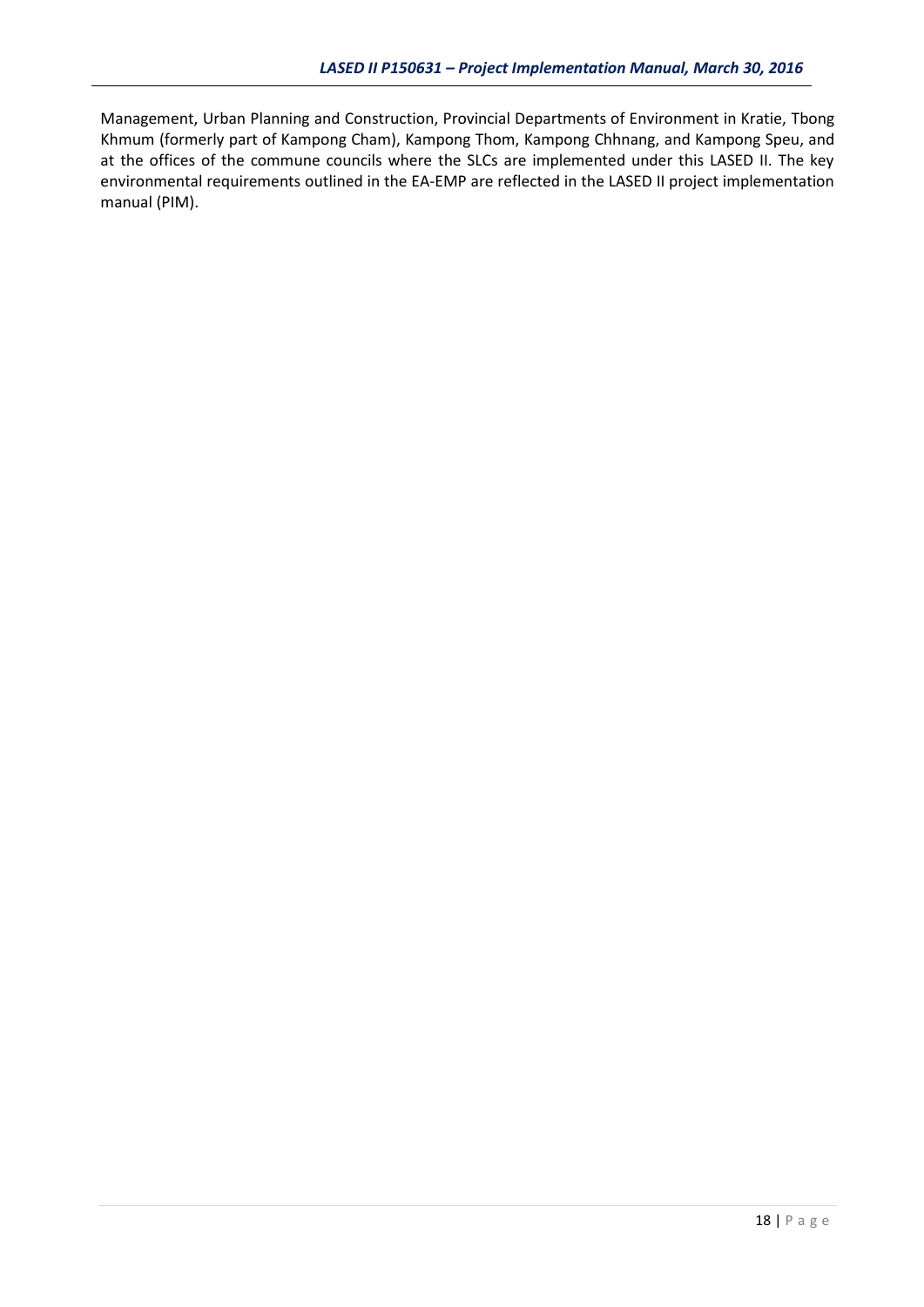Management, Urban Planning and Construction, Provincial Departments of Environment in Kratie, Tbong Khmum (formerly part of Kampong Cham), Kampong Thom, Kampong Chhnang, and Kampong Speu, and at the offices of the commune councils where the SLCs are implemented under this LASED II. The key environmental requirements outlined in the EA-EMP are reflected in the LASED II project implementation manual (PIM).